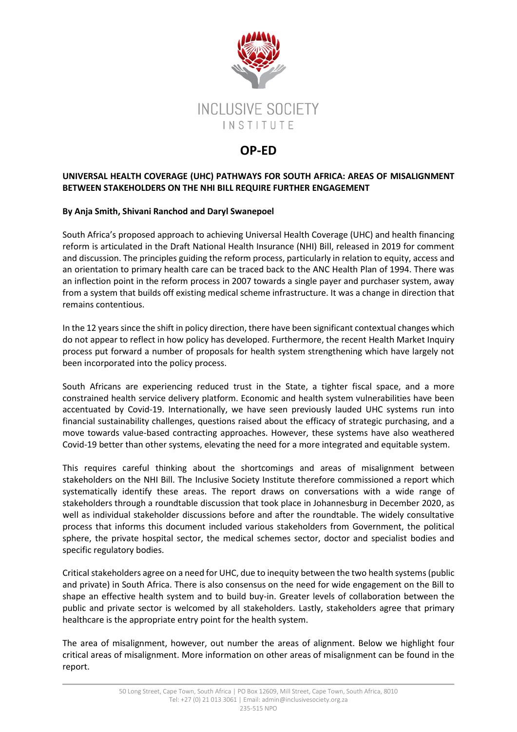INCLUSIVE SOCIETY INSTITUTE

# OP-ED

**UNIVERSAL HEALTH COVERAGE (UHC) PATHWAYS FOR SOUTH AFRICA: AREAS OF MISALIGNMENT BETWEEN STAKEHOLDERS ON THE NHI BILL REQUIRE FURTHER ENGAGEMENT**

**By Anja Smith, Shivani Ranchod and Daryl Swanepoel**

South Africa's proposed approach to achieving Universal Health Coverage (UHC) and health financing reform is articulated in the Draft National Health Insurance (NHI) Bill, released in 2019 for comment and discussion. The principles guiding the reform process, particularly in relation to equity, access and an orientation to primary health care can be traced back to the ANC Health Plan of 1994. There was an inflection point in the reform process in 2007 towards a single payer and purchaser system, away from a system that builds off existing medical scheme infrastructure. It was a change in direction that remains contentious.

In the 12 years since the shift in policy direction, there have been significant contextual changes which do not appear to reflect in how policy has developed. Furthermore, the recent Health Market Inquiry process put forward a number of proposals for health system strengthening which have largely not been incorporated into the policy process.

South Africans are experiencing reduced trust in the State, a tighter fiscal space, and a more constrained health service delivery platform. Economic and health system vulnerabilities have been accentuated by Covid-19. Internationally, we have seen previously lauded UHC systems run into financial sustainability challenges, questions raised about the efficacy of strategic purchasing, and a move towards value-based contracting approaches. However, these systems have also weathered Covid-19 better than other systems, elevating the need for a more integrated and equitable system.

This requires careful thinking about the shortcomings and areas of misalignment between stakeholders on the NHI Bill. The Inclusive Society Institute therefore commissioned a report which systematically identify these areas. The report draws on conversations with a wide range of stakeholders through a roundtable discussion that took place in Johannesburg in December 2020, as well as individual stakeholder discussions before and after the roundtable. The widely consultative process that informs this document included various stakeholders from Government, the political sphere, the private hospital sector, the medical schemes sector, doctor and specialist bodies and specific regulatory bodies.

Critical stakeholders agree on a need for UHC, due to inequity between the two health systems (public and private) in South Africa. There is also consensus on the need for wide engagement on the Bill to shape an effective health system and to build buy-in. Greater levels of collaboration between the public and private sector is welcomed by all stakeholders. Lastly, stakeholders agree that primary healthcare is the appropriate entry point for the health system.

The area of misalignment, however, out number the areas of alignment. Below we highlight four critical areas of misalignment. More information on other areas of misalignment can be found in the report.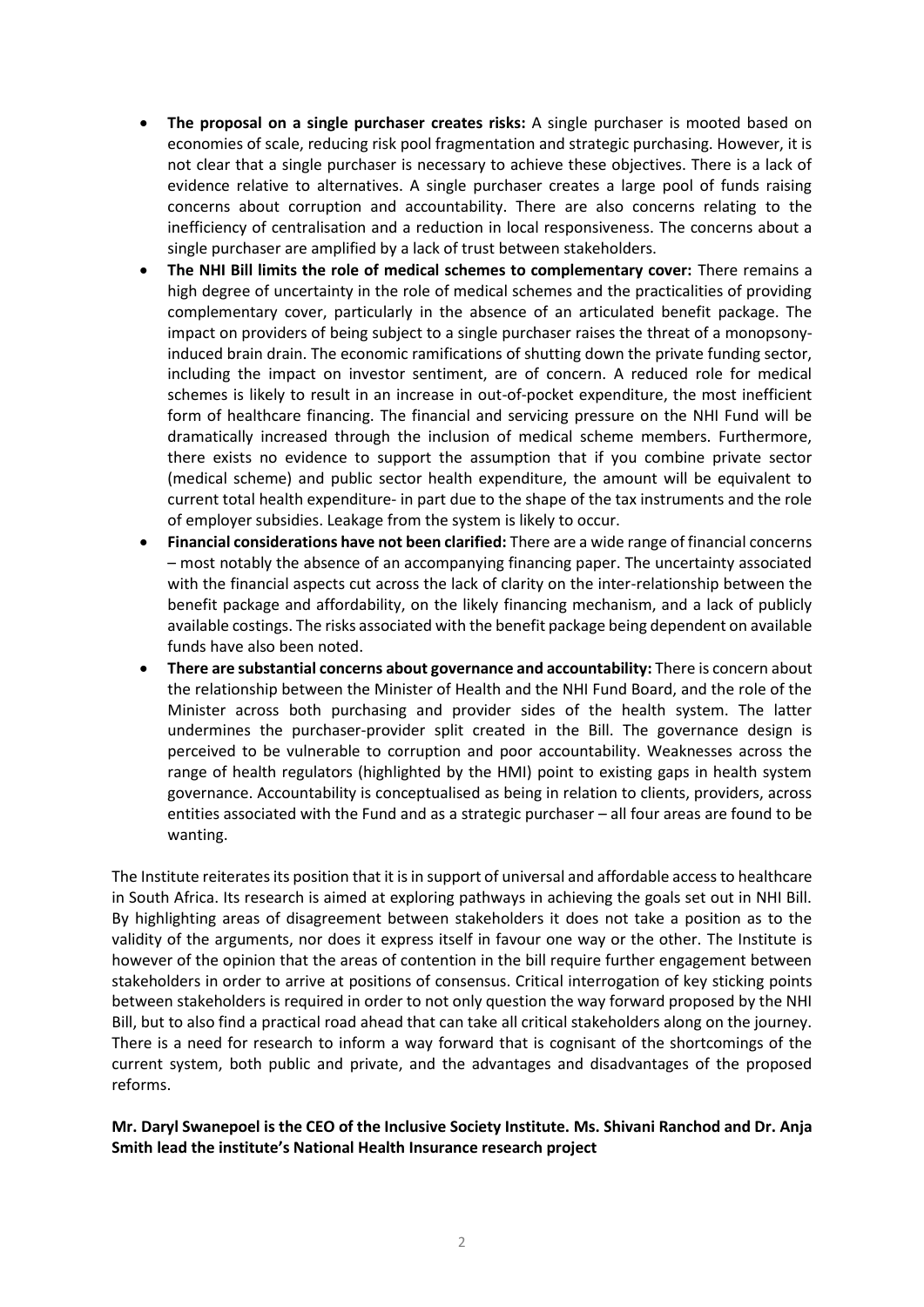- **The proposal on a single purchaser creates risks:** A single purchaser is mooted based on economies of scale, reducing risk pool fragmentation and strategic purchasing. However, it is not clear that a single purchaser is necessary to achieve these objectives. There is a lack of evidence relative to alternatives. A single purchaser creates a large pool of funds raising concerns about corruption and accountability. There are also concerns relating to the inefficiency of centralisation and a reduction in local responsiveness. The concerns about a single purchaser are amplified by a lack of trust between stakeholders.
- **The NHI Bill limits the role of medical schemes to complementary cover:** There remains a high degree of uncertainty in the role of medical schemes and the practicalities of providing complementary cover, particularly in the absence of an articulated benefit package. The impact on providers of being subject to a single purchaser raises the threat of a monopsony-induced brain drain. The economic ramifications of shutting down the private funding sector, including the impact on investor sentiment, are of concern. A reduced role for medical schemes is likely to result in an increase in out-of-pocket expenditure, the most inefficient form of healthcare financing. The financial and servicing pressure on the NHI Fund will be dramatically increased through the inclusion of medical scheme members. Furthermore, there exists no evidence to support the assumption that if you combine private sector (medical scheme) and public sector health expenditure, the amount will be equivalent to current total health expenditure- in part due to the shape of the tax instruments and the role of employer subsidies. Leakage from the system is likely to occur.
- **Financial considerations have not been clarified:** There are a wide range of financial concerns – most notably the absence of an accompanying financing paper. The uncertainty associated with the financial aspects cut across the lack of clarity on the inter-relationship between the benefit package and affordability, on the likely financing mechanism, and a lack of publicly available costings. The risks associated with the benefit package being dependent on available funds have also been noted.
- **There are substantial concerns about governance and accountability:** There is concern about the relationship between the Minister of Health and the NHI Fund Board, and the role of the Minister across both purchasing and provider sides of the health system. The latter undermines the purchaser-provider split created in the Bill. The governance design is perceived to be vulnerable to corruption and poor accountability. Weaknesses across the range of health regulators (highlighted by the HMI) point to existing gaps in health system governance. Accountability is conceptualised as being in relation to clients, providers, across entities associated with the Fund and as a strategic purchaser – all four areas are found to be wanting.

The Institute reiterates its position that it is in support of universal and affordable access to healthcare in South Africa. Its research is aimed at exploring pathways in achieving the goals set out in NHI Bill. By highlighting areas of disagreement between stakeholders it does not take a position as to the validity of the arguments, nor does it express itself in favour one way or the other. The Institute is however of the opinion that the areas of contention in the bill require further engagement between stakeholders in order to arrive at positions of consensus. Critical interrogation of key sticking points between stakeholders is required in order to not only question the way forward proposed by the NHI Bill, but to also find a practical road ahead that can take all critical stakeholders along on the journey. There is a need for research to inform a way forward that is cognisant of the shortcomings of the current system, both public and private, and the advantages and disadvantages of the proposed reforms.

**Mr. Daryl Swanepoel is the CEO of the Inclusive Society Institute. Ms. Shivani Ranchod and Dr. Anja Smith lead the institute's National Health Insurance research project**